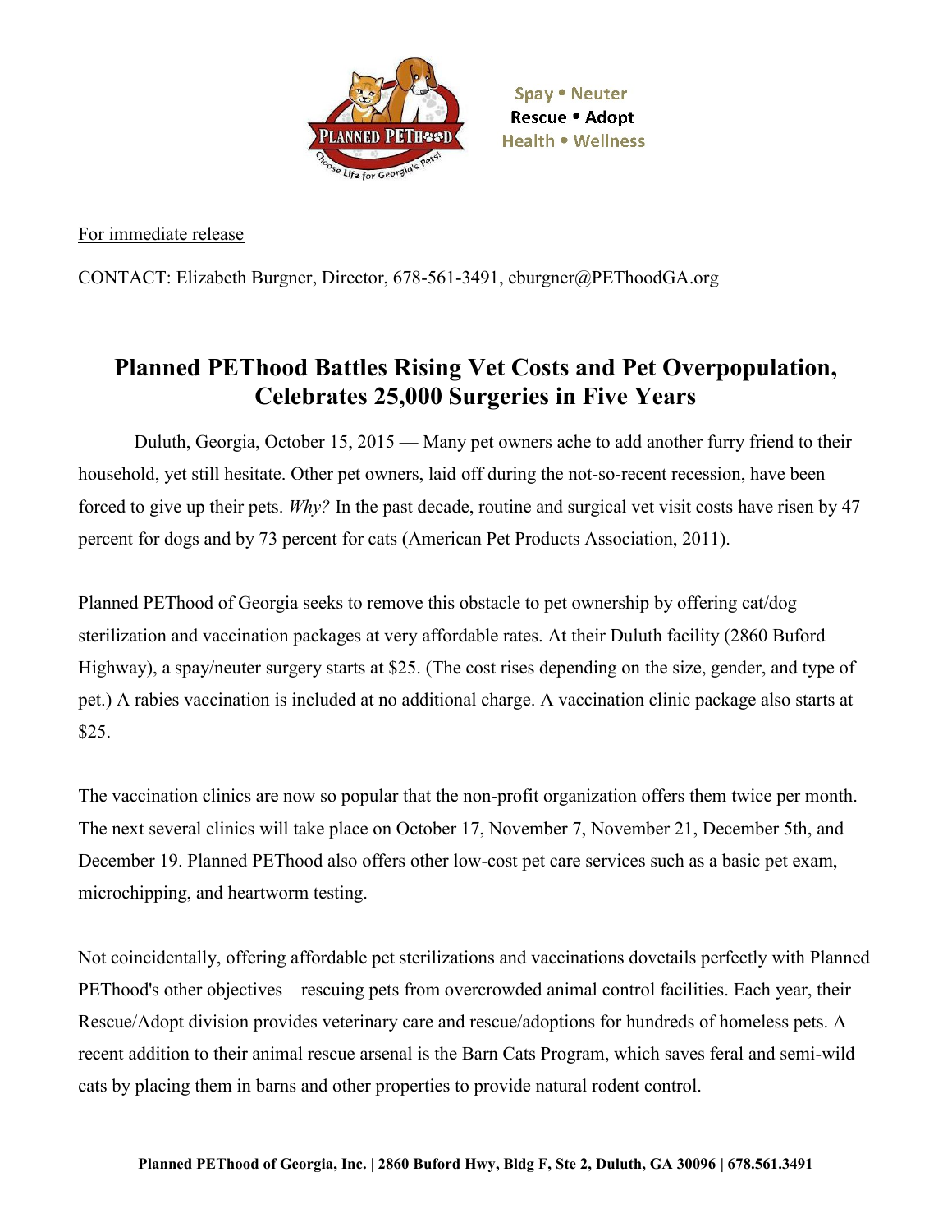Spay • Neuter
Rescue • Adopt
Health • Wellness

For immediate release

CONTACT: Elizabeth Burgner, Director, 678-561-3491, eburgner@PEThoodGA.org

# Planned PEThood Battles Rising Vet Costs and Pet Overpopulation, Celebrates 25,000 Surgeries in Five Years

Duluth, Georgia, October 15, 2015 — Many pet owners ache to add another furry friend to their household, yet still hesitate. Other pet owners, laid off during the not-so-recent recession, have been forced to give up their pets. *Why?* In the past decade, routine and surgical vet visit costs have risen by 47 percent for dogs and by 73 percent for cats (American Pet Products Association, 2011).

Planned PEThood of Georgia seeks to remove this obstacle to pet ownership by offering cat/dog sterilization and vaccination packages at very affordable rates. At their Duluth facility (2860 Buford Highway), a spay/neuter surgery starts at $25. (The cost rises depending on the size, gender, and type of pet.) A rabies vaccination is included at no additional charge. A vaccination clinic package also starts at $25.

The vaccination clinics are now so popular that the non-profit organization offers them twice per month. The next several clinics will take place on October 17, November 7, November 21, December 5th, and December 19. Planned PEThood also offers other low-cost pet care services such as a basic pet exam, microchipping, and heartworm testing.

Not coincidentally, offering affordable pet sterilizations and vaccinations dovetails perfectly with Planned PEThood's other objectives – rescuing pets from overcrowded animal control facilities. Each year, their Rescue/Adopt division provides veterinary care and rescue/adoptions for hundreds of homeless pets. A recent addition to their animal rescue arsenal is the Barn Cats Program, which saves feral and semi-wild cats by placing them in barns and other properties to provide natural rodent control.

**Planned PEThood of Georgia, Inc. | 2860 Buford Hwy, Bldg F, Ste 2, Duluth, GA 30096 | 678.561.3491**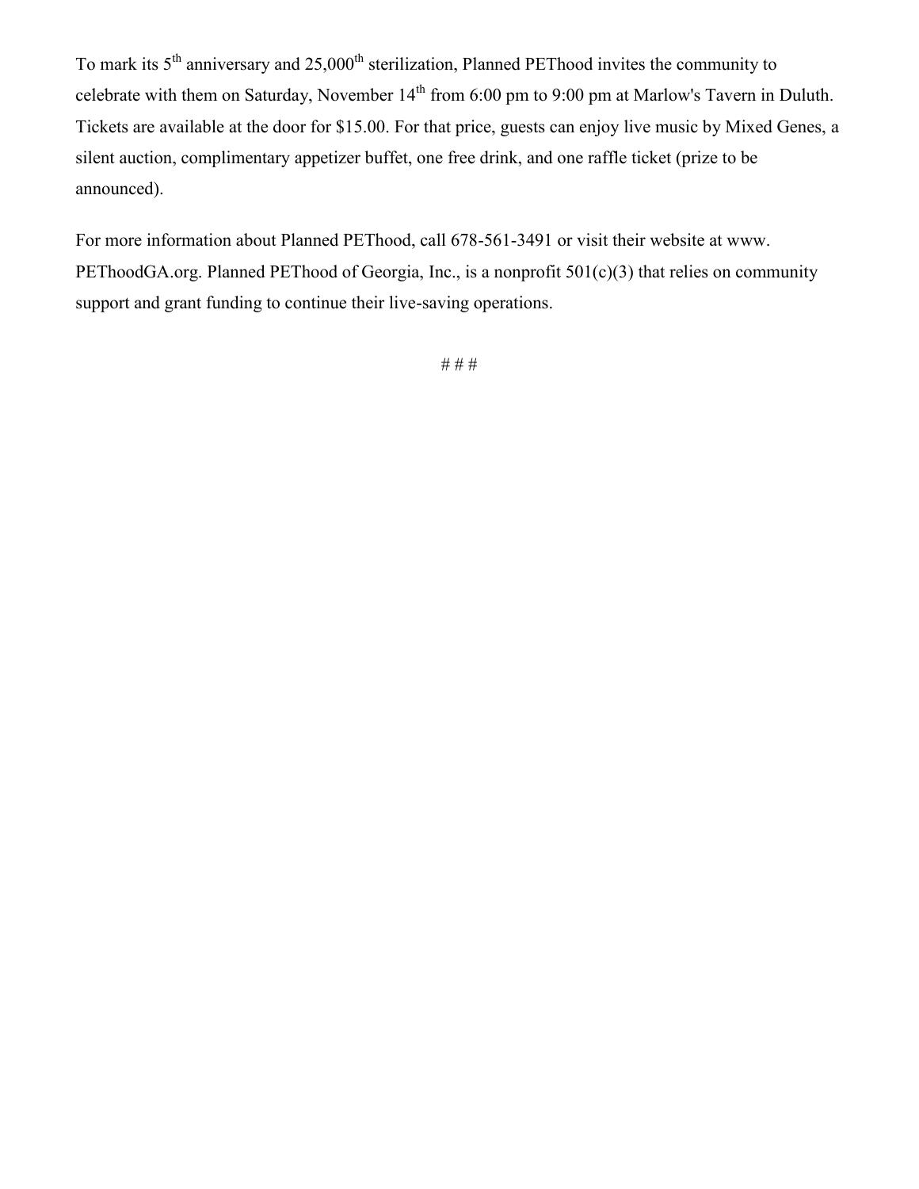To mark its 5th anniversary and 25,000th sterilization, Planned PEThood invites the community to celebrate with them on Saturday, November 14th from 6:00 pm to 9:00 pm at Marlow's Tavern in Duluth. Tickets are available at the door for $15.00. For that price, guests can enjoy live music by Mixed Genes, a silent auction, complimentary appetizer buffet, one free drink, and one raffle ticket (prize to be announced).

For more information about Planned PEThood, call 678-561-3491 or visit their website at www. PEThoodGA.org. Planned PEThood of Georgia, Inc., is a nonprofit 501(c)(3) that relies on community support and grant funding to continue their live-saving operations.

# # #